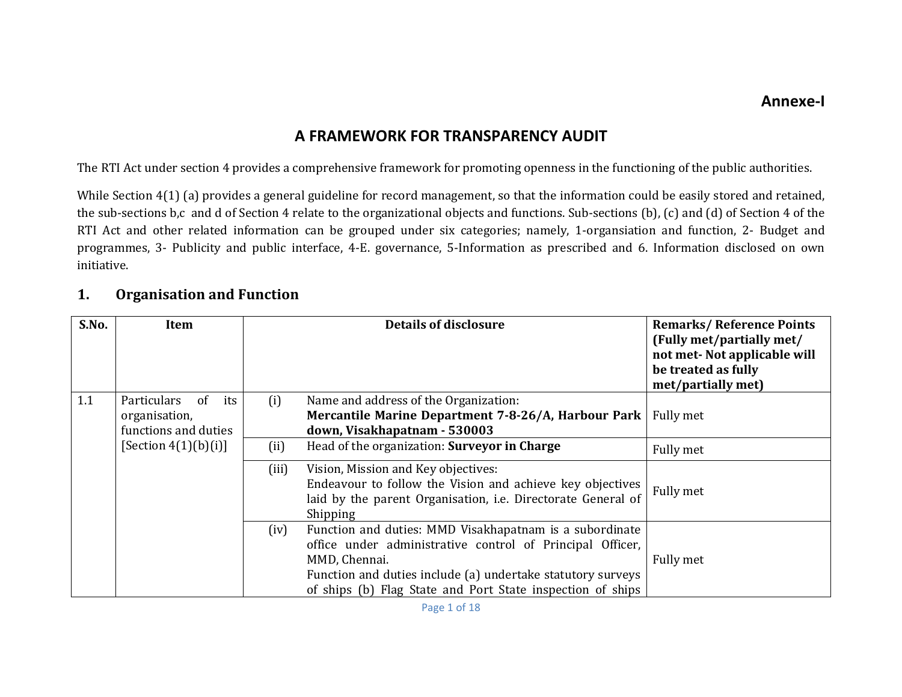**Annexe-I**

# A FRAMEWORK FOR TRANSPARENCY AUDIT

The RTI Act under section 4 provides a comprehensive framework for promoting openness in the functioning of the public authorities.

While Section 4(1) (a) provides a general guideline for record management, so that the information could be easily stored and retained, the sub-sections b,c and d of Section 4 relate to the organizational objects and functions. Sub-sections (b), (c) and (d) of Section 4 of the RTI Act and other related information can be grouped under six categories; namely, 1-organsiation and function, 2- Budget and programmes, 3- Publicity and public interface, 4-E. governance, 5-Information as prescribed and 6. Information disclosed on own initiative.

## 1. Organisation and Function

| S.No. | Item | | Details of disclosure | Remarks/ Reference Points (Fully met/partially met/ not met- Not applicable will be treated as fully met/partially met) |
|---|---|---|---|---|
| 1.1 | Particulars of its organisation, functions and duties [Section 4(1)(b)(i)] | (i) | Name and address of the Organization: **Mercantile Marine Department 7-8-26/A, Harbour Park down, Visakhapatnam - 530003** | Fully met |
| | | (ii) | Head of the organization: **Surveyor in Charge** | Fully met |
| | | (iii) | Vision, Mission and Key objectives: Endeavour to follow the Vision and achieve key objectives laid by the parent Organisation, i.e. Directorate General of Shipping | Fully met |
| | | (iv) | Function and duties: MMD Visakhapatnam is a subordinate office under administrative control of Principal Officer, MMD, Chennai. Function and duties include (a) undertake statutory surveys of ships (b) Flag State and Port State inspection of ships | Fully met |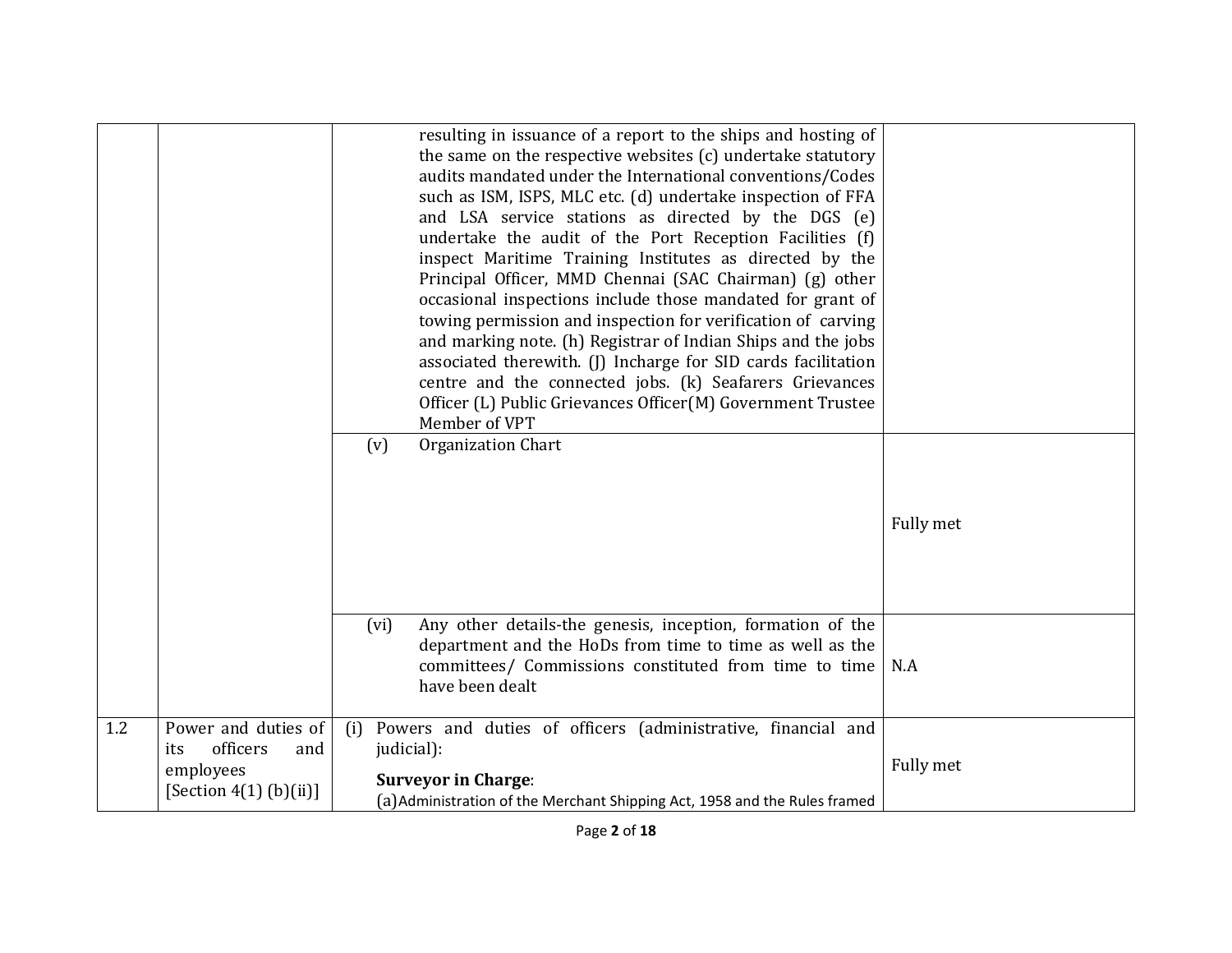| | | | |
|---|---|---|---|
| | | resulting in issuance of a report to the ships and hosting of the same on the respective websites (c) undertake statutory audits mandated under the International conventions/Codes such as ISM, ISPS, MLC etc. (d) undertake inspection of FFA and LSA service stations as directed by the DGS (e) undertake the audit of the Port Reception Facilities (f) inspect Maritime Training Institutes as directed by the Principal Officer, MMD Chennai (SAC Chairman) (g) other occasional inspections include those mandated for grant of towing permission and inspection for verification of carving and marking note. (h) Registrar of Indian Ships and the jobs associated therewith. (J) Incharge for SID cards facilitation centre and the connected jobs. (k) Seafarers Grievances Officer (L) Public Grievances Officer(M) Government Trustee Member of VPT | |
| | | (v) Organization Chart | Fully met |
| | | (vi) Any other details-the genesis, inception, formation of the department and the HoDs from time to time as well as the committees/ Commissions constituted from time to time have been dealt | N.A |
| 1.2 | Power and duties of its officers and employees [Section 4(1) (b)(ii)] | (i) Powers and duties of officers (administrative, financial and judicial):<br><br>**Surveyor in Charge**:<br>(a)Administration of the Merchant Shipping Act, 1958 and the Rules framed | Fully met |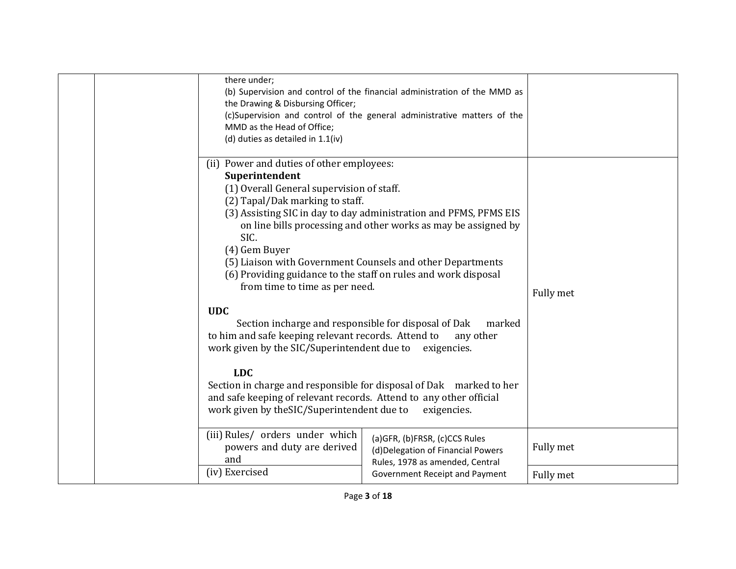| | | | | |
|---|---|---|---|---|
| | | there under;<br>(b) Supervision and control of the financial administration of the MMD as the Drawing & Disbursing Officer;<br>(c)Supervision and control of the general administrative matters of the MMD as the Head of Office;<br>(d) duties as detailed in 1.1(iv) | | |
| | | (ii) Power and duties of other employees:<br>**Superintendent**<br>(1) Overall General supervision of staff.<br>(2) Tapal/Dak marking to staff.<br>(3) Assisting SIC in day to day administration and PFMS, PFMS EIS on line bills processing and other works as may be assigned by SIC.<br>(4) Gem Buyer<br>(5) Liaison with Government Counsels and other Departments<br>(6) Providing guidance to the staff on rules and work disposal from time to time as per need.<br><br>**UDC**<br>Section incharge and responsible for disposal of Dak marked to him and safe keeping relevant records. Attend to any other work given by the SIC/Superintendent due to exigencies.<br><br>**LDC**<br>Section in charge and responsible for disposal of Dak marked to her and safe keeping of relevant records. Attend to any other official work given by theSIC/Superintendent due to exigencies. | | Fully met |
| | | (iii) Rules/ orders under which powers and duty are derived and | (a)GFR, (b)FRSR, (c)CCS Rules (d)Delegation of Financial Powers Rules, 1978 as amended, Central Government Receipt and Payment | Fully met |
| | | (iv) Exercised | | Fully met |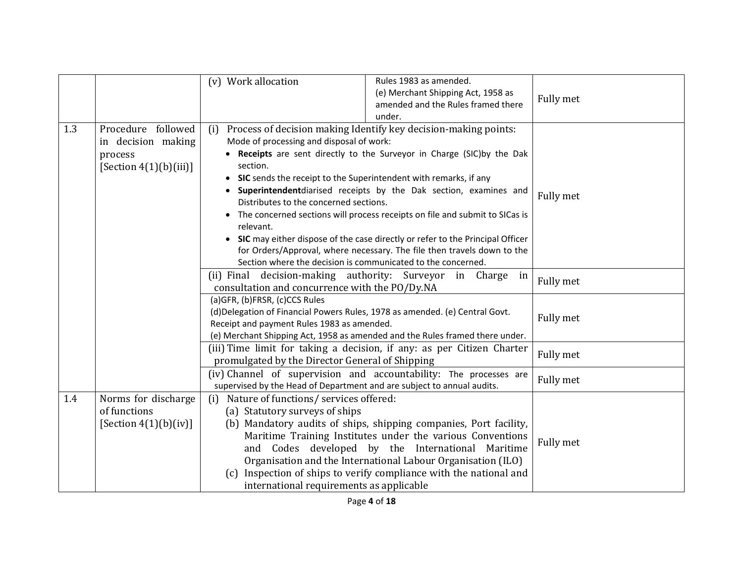| | | | | |
|---|---|---|---|---|
| | | (v) Work allocation | Rules 1983 as amended.<br>(e) Merchant Shipping Act, 1958 as amended and the Rules framed there under. | Fully met |
| 1.3 | Procedure followed in decision making process [Section 4(1)(b)(iii)] | (i) Process of decision making Identify key decision-making points:<br>Mode of processing and disposal of work:<br>• **Receipts** are sent directly to the Surveyor in Charge (SIC)by the Dak section.<br>• **SIC** sends the receipt to the Superintendent with remarks, if any<br>• **Superintendent**diarised receipts by the Dak section, examines and Distributes to the concerned sections.<br>• The concerned sections will process receipts on file and submit to SICas is relevant.<br>• **SIC** may either dispose of the case directly or refer to the Principal Officer for Orders/Approval, where necessary. The file then travels down to the Section where the decision is communicated to the concerned. | | Fully met |
| | | (ii) Final decision-making authority: Surveyor in Charge in consultation and concurrence with the PO/Dy.NA | | Fully met |
| | | (a)GFR, (b)FRSR, (c)CCS Rules<br>(d)Delegation of Financial Powers Rules, 1978 as amended. (e) Central Govt. Receipt and payment Rules 1983 as amended.<br>(e) Merchant Shipping Act, 1958 as amended and the Rules framed there under. | | Fully met |
| | | (iii) Time limit for taking a decision, if any: as per Citizen Charter promulgated by the Director General of Shipping | | Fully met |
| | | (iv) Channel of supervision and accountability: The processes are supervised by the Head of Department and are subject to annual audits. | | Fully met |
| 1.4 | Norms for discharge of functions [Section 4(1)(b)(iv)] | (i) Nature of functions/ services offered:<br>(a) Statutory surveys of ships<br>(b) Mandatory audits of ships, shipping companies, Port facility, Maritime Training Institutes under the various Conventions and Codes developed by the International Maritime Organisation and the International Labour Organisation (ILO)<br>(c) Inspection of ships to verify compliance with the national and international requirements as applicable | | Fully met |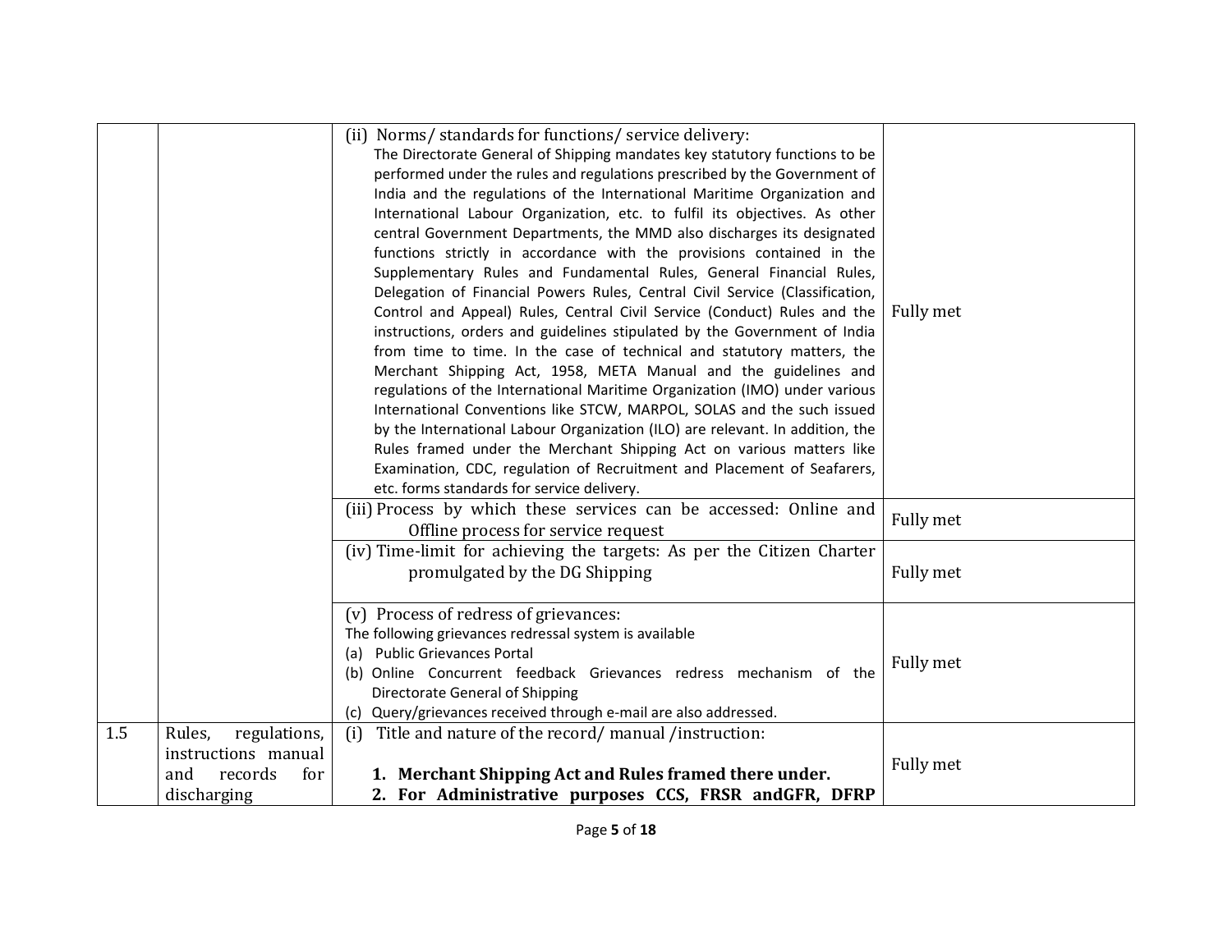| | | | |
|---|---|---|---|
| | | (ii) Norms/ standards for functions/ service delivery:<br>The Directorate General of Shipping mandates key statutory functions to be performed under the rules and regulations prescribed by the Government of India and the regulations of the International Maritime Organization and International Labour Organization, etc. to fulfil its objectives. As other central Government Departments, the MMD also discharges its designated functions strictly in accordance with the provisions contained in the Supplementary Rules and Fundamental Rules, General Financial Rules, Delegation of Financial Powers Rules, Central Civil Service (Classification, Control and Appeal) Rules, Central Civil Service (Conduct) Rules and the instructions, orders and guidelines stipulated by the Government of India from time to time. In the case of technical and statutory matters, the Merchant Shipping Act, 1958, META Manual and the guidelines and regulations of the International Maritime Organization (IMO) under various International Conventions like STCW, MARPOL, SOLAS and the such issued by the International Labour Organization (ILO) are relevant. In addition, the Rules framed under the Merchant Shipping Act on various matters like Examination, CDC, regulation of Recruitment and Placement of Seafarers, etc. forms standards for service delivery. | Fully met |
| | | (iii) Process by which these services can be accessed: Online and Offline process for service request | Fully met |
| | | (iv) Time-limit for achieving the targets: As per the Citizen Charter promulgated by the DG Shipping | Fully met |
| | | (v) Process of redress of grievances:<br>The following grievances redressal system is available<br>(a) Public Grievances Portal<br>(b) Online Concurrent feedback Grievances redress mechanism of the Directorate General of Shipping<br>(c) Query/grievances received through e-mail are also addressed. | Fully met |
| 1.5 | Rules, regulations, instructions manual and records for discharging | (i) Title and nature of the record/ manual /instruction:<br>**1. Merchant Shipping Act and Rules framed there under.**<br>**2. For Administrative purposes CCS, FRSR andGFR, DFRP** | Fully met |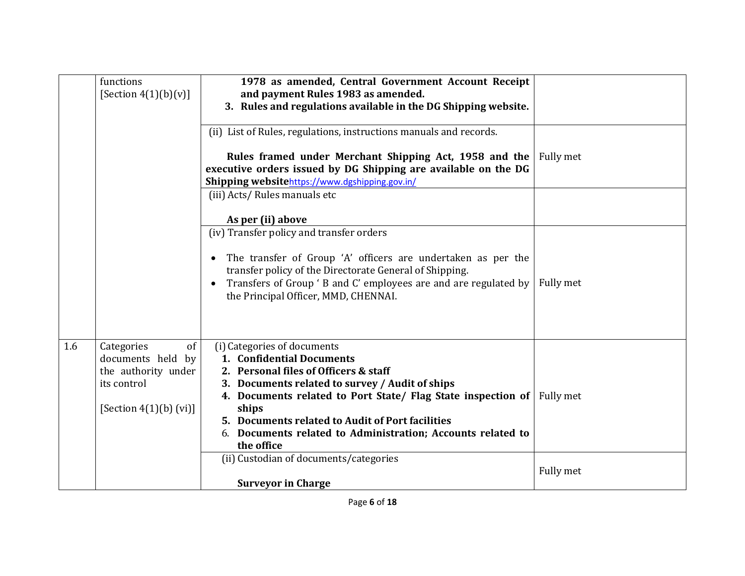| | | | |
|---|---|---|---|
| | functions [Section 4(1)(b)(v)] | **1978 as amended, Central Government Account Receipt and payment Rules 1983 as amended.**<br>3. **Rules and regulations available in the DG Shipping website.** | |
| | | (ii) List of Rules, regulations, instructions manuals and records.<br><br>**Rules framed under Merchant Shipping Act, 1958 and the executive orders issued by DG Shipping are available on the DG Shipping website**https://www.dgshipping.gov.in/ | Fully met |
| | | (iii) Acts/ Rules manuals etc<br><br>**As per (ii) above** | |
| | | (iv) Transfer policy and transfer orders<br><br>• The transfer of Group 'A' officers are undertaken as per the transfer policy of the Directorate General of Shipping.<br>• Transfers of Group ' B and C' employees are and are regulated by the Principal Officer, MMD, CHENNAI. | Fully met |
| 1.6 | Categories of documents held by the authority under its control<br><br>[Section 4(1)(b) (vi)] | (i) Categories of documents<br>1. **Confidential Documents**<br>2. **Personal files of Officers & staff**<br>3. **Documents related to survey / Audit of ships**<br>4. **Documents related to Port State/ Flag State inspection of ships**<br>5. **Documents related to Audit of Port facilities**<br>6. **Documents related to Administration; Accounts related to the office** | Fully met |
| | | (ii) Custodian of documents/categories<br><br>**Surveyor in Charge** | Fully met |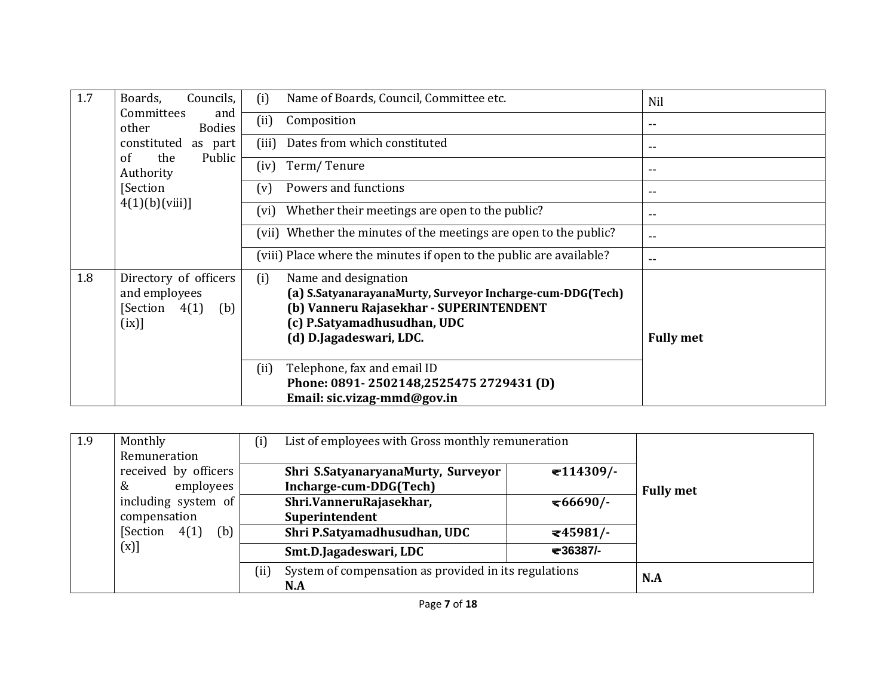| 1.7 | Boards, Councils, Committees and other Bodies constituted as part of the Public Authority [Section 4(1)(b)(viii)] | (i) Name of Boards, Council, Committee etc. | Nil |
|---|---|---|---|
| | | (ii) Composition | -- |
| | | (iii) Dates from which constituted | -- |
| | | (iv) Term/ Tenure | -- |
| | | (v) Powers and functions | -- |
| | | (vi) Whether their meetings are open to the public? | -- |
| | | (vii) Whether the minutes of the meetings are open to the public? | -- |
| | | (viii) Place where the minutes if open to the public are available? | -- |
| 1.8 | Directory of officers and employees [Section 4(1) (b) (ix)] | (i) Name and designation<br>**(a) S.SatyanarayanaMurty, Surveyor Incharge-cum-DDG(Tech)**<br>**(b) Vanneru Rajasekhar - SUPERINTENDENT**<br>**(c) P.Satyamadhusudhan, UDC**<br>**(d) D.Jagadeswari, LDC.** | **Fully met** |
| | | (ii) Telephone, fax and email ID<br>**Phone: 0891- 2502148,2525475 2729431 (D)**<br>**Email: sic.vizag-mmd@gov.in** | |

| 1.9 | Monthly Remuneration received by officers & employees including system of compensation [Section 4(1) (b) (x)] | (i) List of employees with Gross monthly remuneration | | **Fully met** |
|---|---|---|---|---|
| | | **Shri S.SatyanaryanaMurty, Surveyor Incharge-cum-DDG(Tech)** | **₹114309/-** | |
| | | **Shri.VanneruRajasekhar, Superintendent** | **₹66690/-** | |
| | | **Shri P.Satyamadhusudhan, UDC** | **₹45981/-** | |
| | | **Smt.D.Jagadeswari, LDC** | **₹36387/-** | |
| | | (ii) System of compensation as provided in its regulations<br>**N.A** | | **N.A** |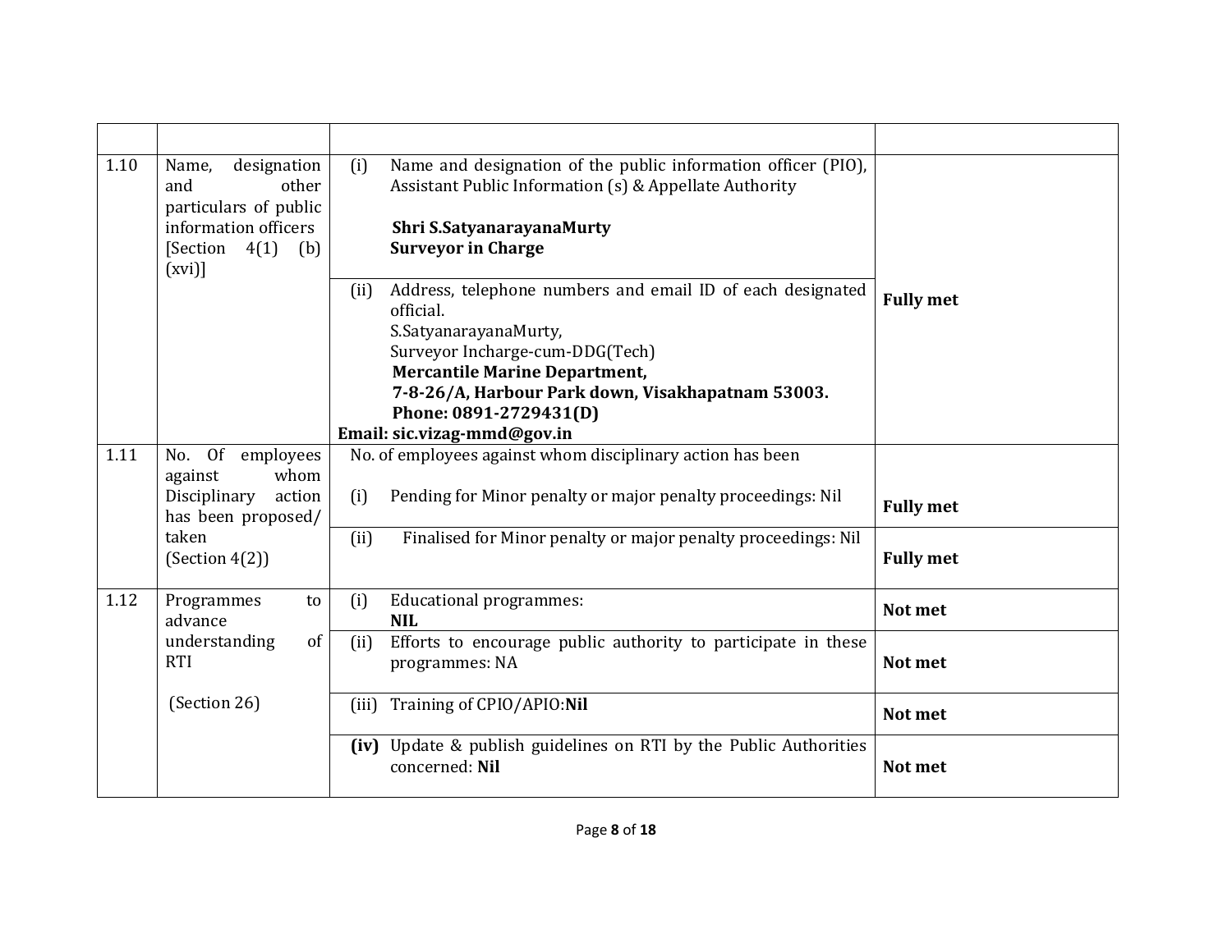| | | | |
|---|---|---|---|
| 1.10 | Name, designation and other particulars of public information officers [Section 4(1) (b)(xvi)] | (i) Name and designation of the public information officer (PIO), Assistant Public Information (s) & Appellate Authority<br><br>**Shri S.SatyanarayanaMurty**<br>**Surveyor in Charge** | Fully met |
| | | (ii) Address, telephone numbers and email ID of each designated official.<br>S.SatyanarayanaMurty,<br>Surveyor Incharge-cum-DDG(Tech)<br>**Mercantile Marine Department,**<br>**7-8-26/A, Harbour Park down, Visakhapatnam 53003.**<br>**Phone: 0891-2729431(D)**<br>**Email: sic.vizag-mmd@gov.in** | |
| 1.11 | No. Of employees against whom Disciplinary action has been proposed/ taken (Section 4(2)) | No. of employees against whom disciplinary action has been<br><br>(i) Pending for Minor penalty or major penalty proceedings: Nil | **Fully met** |
| | | (ii) Finalised for Minor penalty or major penalty proceedings: Nil | **Fully met** |
| 1.12 | Programmes to advance understanding of RTI<br><br>(Section 26) | (i) Educational programmes:<br>**NIL** | **Not met** |
| | | (ii) Efforts to encourage public authority to participate in these programmes: NA | **Not met** |
| | | (iii) Training of CPIO/APIO:**Nil** | **Not met** |
| | | **(iv)** Update & publish guidelines on RTI by the Public Authorities concerned: **Nil** | **Not met** |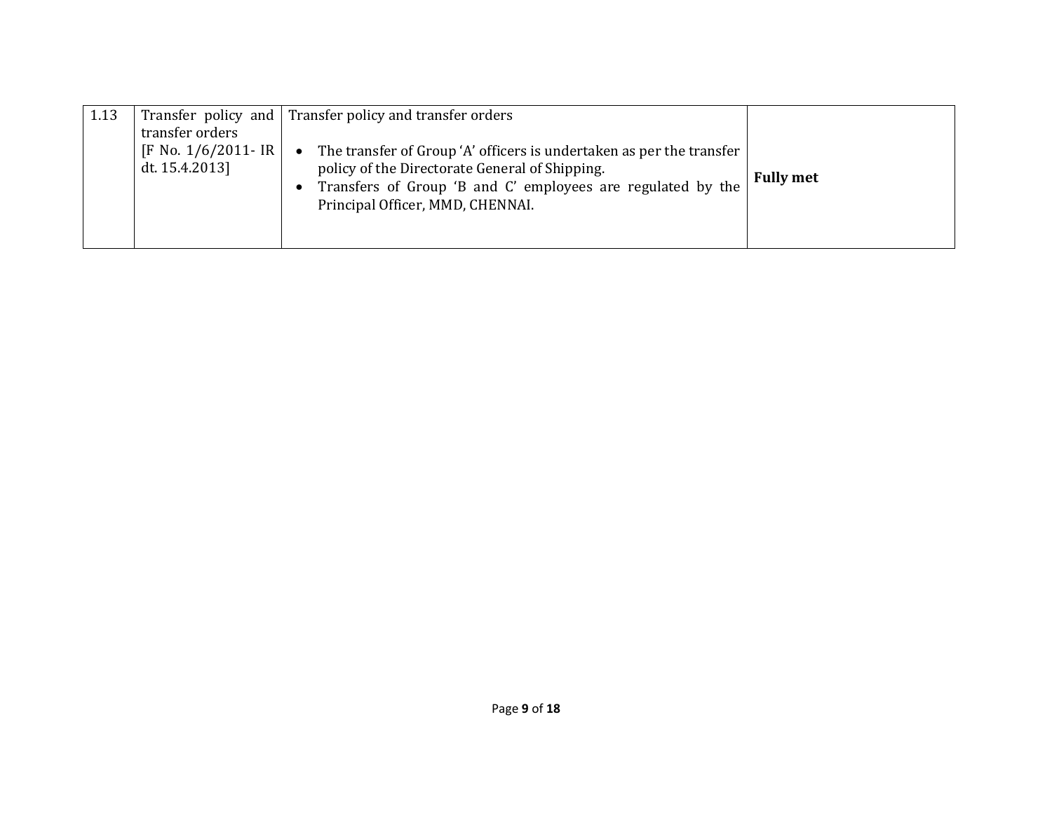| | | | |
|---|---|---|---|
| 1.13 | Transfer policy and transfer orders [F No. 1/6/2011- IR dt. 15.4.2013] | Transfer policy and transfer orders<br><br>• The transfer of Group 'A' officers is undertaken as per the transfer policy of the Directorate General of Shipping.<br>• Transfers of Group 'B and C' employees are regulated by the Principal Officer, MMD, CHENNAI. | **Fully met** |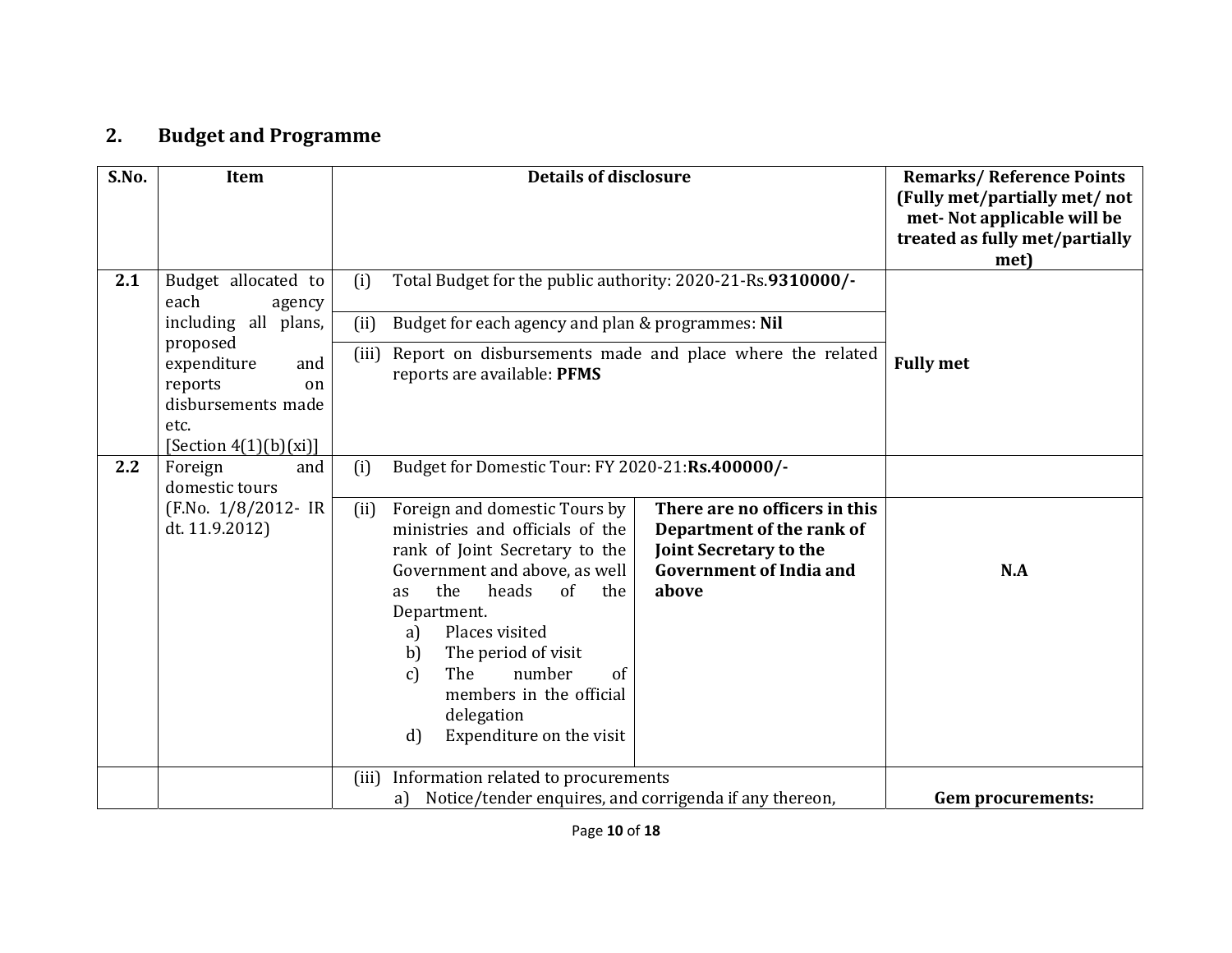## 2. Budget and Programme

| S.No. | Item | Details of disclosure | | Remarks/ Reference Points (Fully met/partially met/ not met- Not applicable will be treated as fully met/partially met) |
|---|---|---|---|---|
| **2.1** | Budget allocated to each agency including all plans, proposed expenditure and reports on disbursements made etc. [Section 4(1)(b)(xi)] | (i) Total Budget for the public authority: 2020-21-Rs.**9310000/-** | | **Fully met** |
| | | (ii) Budget for each agency and plan & programmes: **Nil** | | |
| | | (iii) Report on disbursements made and place where the related reports are available: **PFMS** | | |
| **2.2** | Foreign and domestic tours (F.No. 1/8/2012- IR dt. 11.9.2012) | (i) Budget for Domestic Tour: FY 2020-21:**Rs.400000/-** | | |
| | | (ii) Foreign and domestic Tours by ministries and officials of the rank of Joint Secretary to the Government and above, as well as the heads of the Department. a) Places visited b) The period of visit c) The number of members in the official delegation d) Expenditure on the visit | **There are no officers in this Department of the rank of Joint Secretary to the Government of India and above** | **N.A** |
| | | (iii) Information related to procurements a) Notice/tender enquires, and corrigenda if any thereon, | | **Gem procurements:** |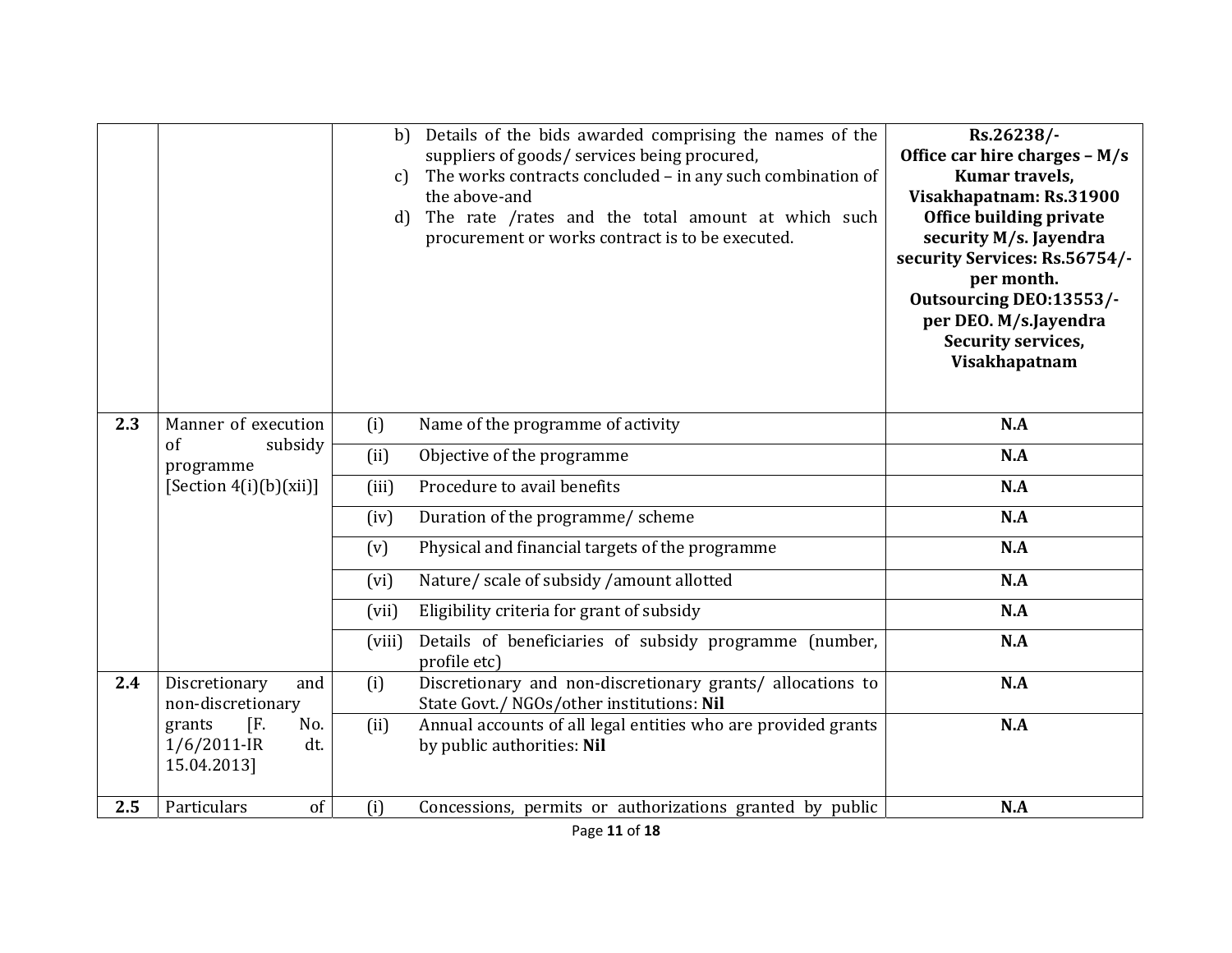| | | | |
|---|---|---|---|
| | | b) Details of the bids awarded comprising the names of the suppliers of goods/ services being procured,<br>c) The works contracts concluded – in any such combination of the above-and<br>d) The rate /rates and the total amount at which such procurement or works contract is to be executed. | **Rs.26238/-<br>Office car hire charges – M/s Kumar travels, Visakhapatnam: Rs.31900<br>Office building private security M/s. Jayendra security Services: Rs.56754/- per month.<br>Outsourcing DEO:13553/- per DEO. M/s.Jayendra Security services, Visakhapatnam** |
| **2.3** | Manner of execution of subsidy programme [Section 4(i)(b)(xii)] | (i) Name of the programme of activity | **N.A** |
| | | (ii) Objective of the programme | **N.A** |
| | | (iii) Procedure to avail benefits | **N.A** |
| | | (iv) Duration of the programme/ scheme | **N.A** |
| | | (v) Physical and financial targets of the programme | **N.A** |
| | | (vi) Nature/ scale of subsidy /amount allotted | **N.A** |
| | | (vii) Eligibility criteria for grant of subsidy | **N.A** |
| | | (viii) Details of beneficiaries of subsidy programme (number, profile etc) | **N.A** |
| **2.4** | Discretionary and non-discretionary grants [F. No. 1/6/2011-IR dt. 15.04.2013] | (i) Discretionary and non-discretionary grants/ allocations to State Govt./ NGOs/other institutions: **Nil** | **N.A** |
| | | (ii) Annual accounts of all legal entities who are provided grants by public authorities: **Nil** | **N.A** |
| **2.5** | Particulars of | (i) Concessions, permits or authorizations granted by public | **N.A** |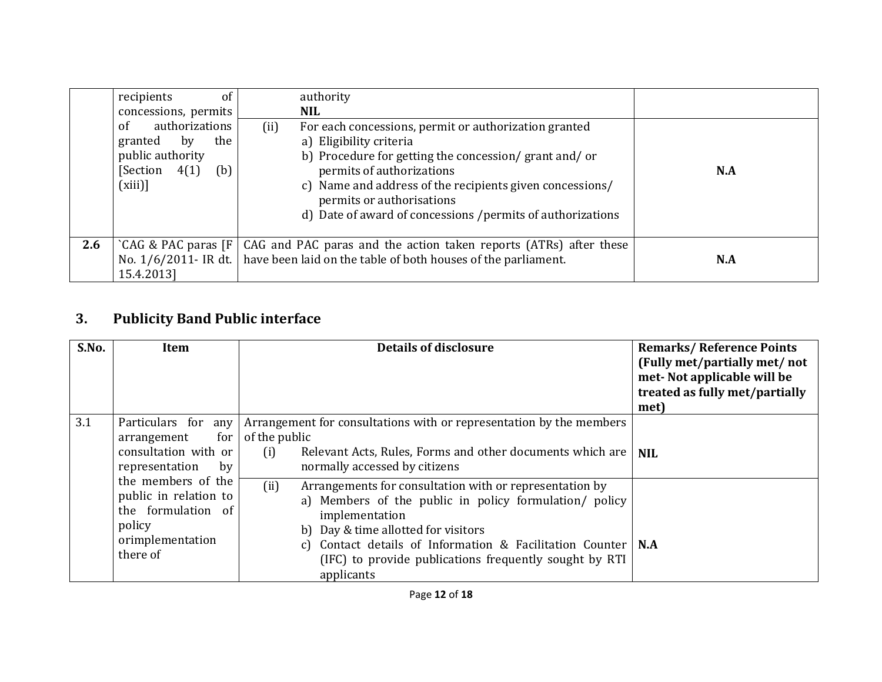| | | | |
|---|---|---|---|
| | recipients of concessions, permits of authorizations granted by the public authority [Section 4(1) (b) (xiii)] | authority **NIL** | |
| | | (ii) For each concessions, permit or authorization granted<br>a) Eligibility criteria<br>b) Procedure for getting the concession/ grant and/ or permits of authorizations<br>c) Name and address of the recipients given concessions/ permits or authorisations<br>d) Date of award of concessions /permits of authorizations | **N.A** |
| **2.6** | `CAG & PAC paras [F No. 1/6/2011- IR dt. 15.4.2013] | CAG and PAC paras and the action taken reports (ATRs) after these have been laid on the table of both houses of the parliament. | **N.A** |

## 3. Publicity Band Public interface

| S.No. | Item | Details of disclosure | Remarks/ Reference Points (Fully met/partially met/ not met- Not applicable will be treated as fully met/partially met) |
|---|---|---|---|
| 3.1 | Particulars for any arrangement for consultation with or representation by the members of the public in relation to the formulation of policy orimplementation there of | Arrangement for consultations with or representation by the members of the public<br>(i) Relevant Acts, Rules, Forms and other documents which are normally accessed by citizens | **NIL** |
| | | (ii) Arrangements for consultation with or representation by<br>a) Members of the public in policy formulation/ policy implementation<br>b) Day & time allotted for visitors<br>c) Contact details of Information & Facilitation Counter (IFC) to provide publications frequently sought by RTI applicants | **N.A** |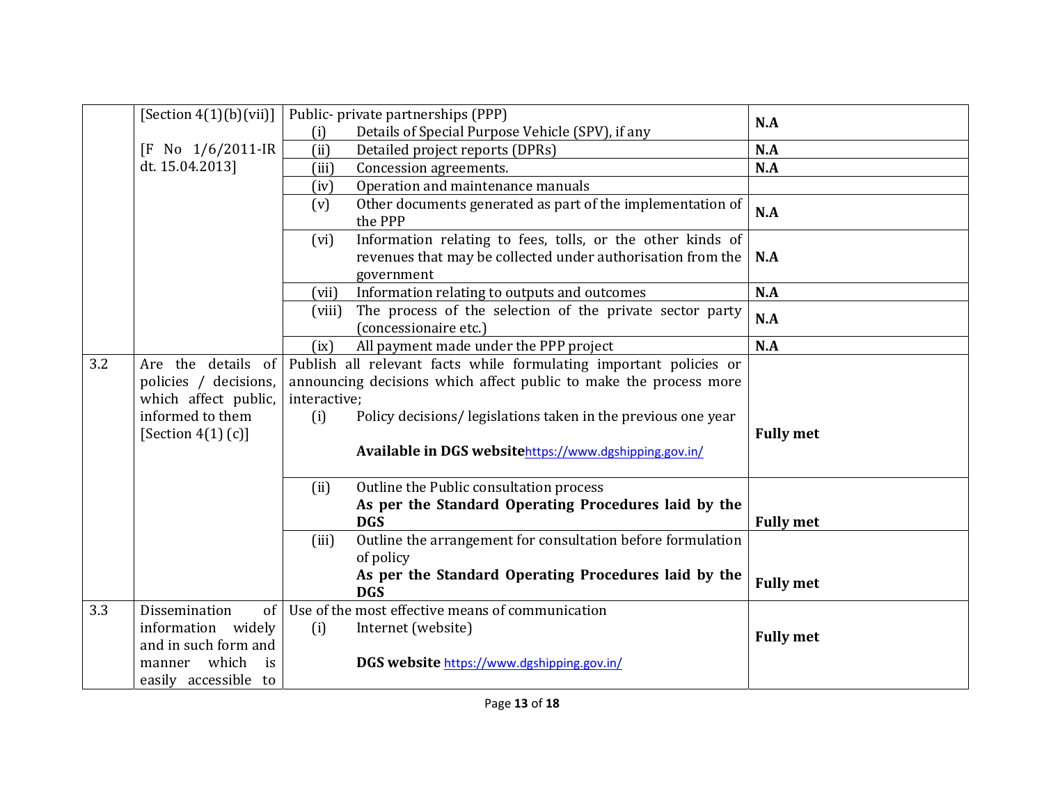| | | | |
|---|---|---|---|
| | [Section 4(1)(b)(vii)] [F No 1/6/2011-IR dt. 15.04.2013] | Public- private partnerships (PPP) (i) Details of Special Purpose Vehicle (SPV), if any | **N.A** |
| | | (ii) Detailed project reports (DPRs) | **N.A** |
| | | (iii) Concession agreements. | **N.A** |
| | | (iv) Operation and maintenance manuals | |
| | | (v) Other documents generated as part of the implementation of the PPP | **N.A** |
| | | (vi) Information relating to fees, tolls, or the other kinds of revenues that may be collected under authorisation from the government | **N.A** |
| | | (vii) Information relating to outputs and outcomes | **N.A** |
| | | (viii) The process of the selection of the private sector party (concessionaire etc.) | **N.A** |
| | | (ix) All payment made under the PPP project | **N.A** |
| 3.2 | Are the details of policies / decisions, which affect public, informed to them [Section 4(1) (c)] | Publish all relevant facts while formulating important policies or announcing decisions which affect public to make the process more interactive; (i) Policy decisions/ legislations taken in the previous one year **Available in DGS website**https://www.dgshipping.gov.in/ | **Fully met** |
| | | (ii) Outline the Public consultation process **As per the Standard Operating Procedures laid by the DGS** | **Fully met** |
| | | (iii) Outline the arrangement for consultation before formulation of policy **As per the Standard Operating Procedures laid by the DGS** | **Fully met** |
| 3.3 | Dissemination of information widely and in such form and manner which is easily accessible to | Use of the most effective means of communication (i) Internet (website) **DGS website** https://www.dgshipping.gov.in/ | **Fully met** |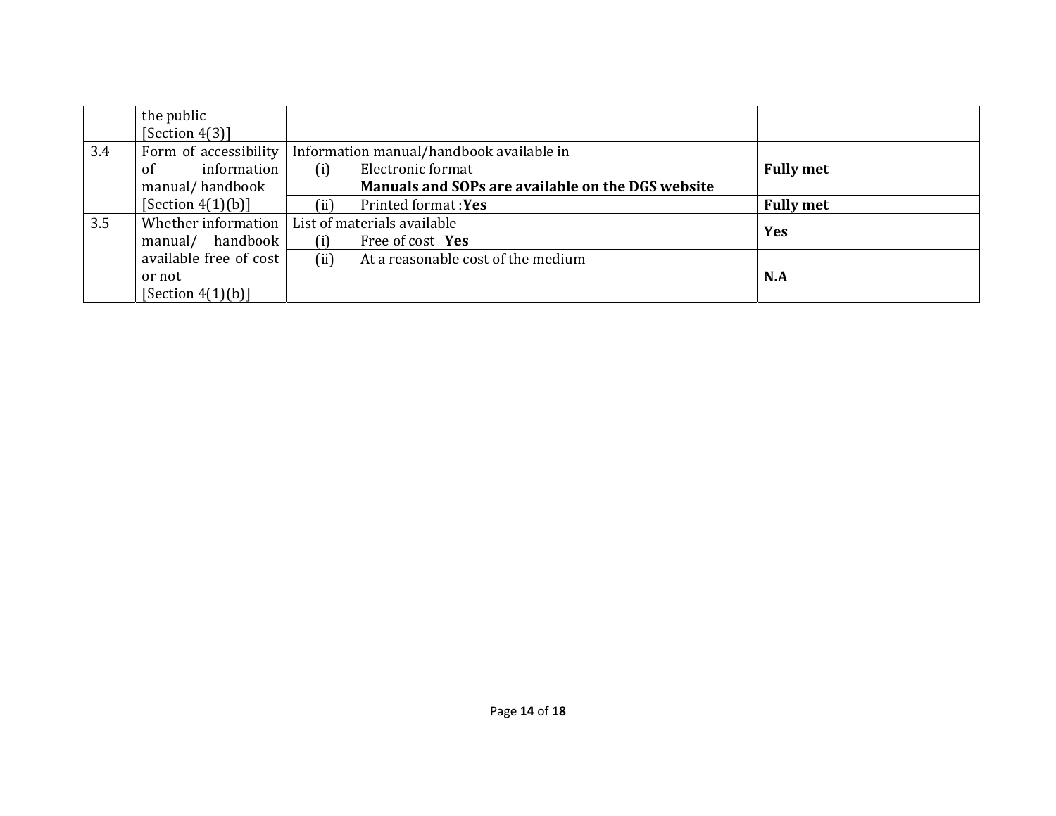| | | | |
|---|---|---|---|
| | the public [Section 4(3)] | | |
| 3.4 | Form of accessibility of information manual/ handbook [Section 4(1)(b)] | Information manual/handbook available in (i) Electronic format **Manuals and SOPs are available on the DGS website** | **Fully met** |
| | | (ii) Printed format :**Yes** | **Fully met** |
| 3.5 | Whether information manual/ handbook available free of cost or not [Section 4(1)(b)] | List of materials available (i) Free of cost **Yes** | **Yes** |
| | | (ii) At a reasonable cost of the medium | **N.A** |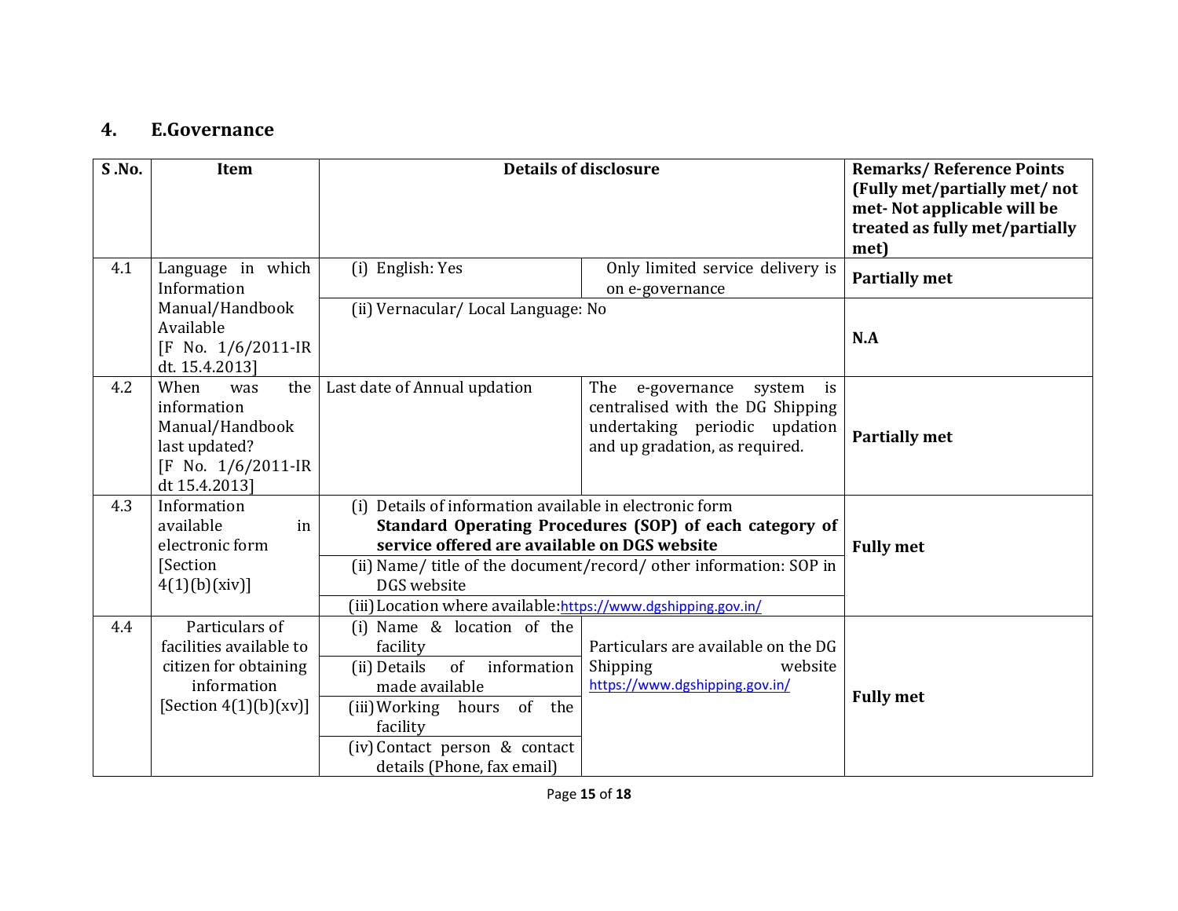## 4. E.Governance

| S .No. | Item | Details of disclosure | | Remarks/ Reference Points (Fully met/partially met/ not met- Not applicable will be treated as fully met/partially met) |
|---|---|---|---|---|
| 4.1 | Language in which Information Manual/Handbook Available [F No. 1/6/2011-IR dt. 15.4.2013] | (i) English: Yes | Only limited service delivery is on e-governance | **Partially met** |
| | | (ii) Vernacular/ Local Language: No | | **N.A** |
| 4.2 | When was the information Manual/Handbook last updated? [F No. 1/6/2011-IR dt 15.4.2013] | Last date of Annual updation | The e-governance system is centralised with the DG Shipping undertaking periodic updation and up gradation, as required. | **Partially met** |
| 4.3 | Information available in electronic form [Section 4(1)(b)(xiv)] | (i) Details of information available in electronic form **Standard Operating Procedures (SOP) of each category of service offered are available on DGS website** | | **Fully met** |
| | | (ii) Name/ title of the document/record/ other information: SOP in DGS website | | |
| | | (iii) Location where available: https://www.dgshipping.gov.in/ | | |
| 4.4 | Particulars of facilities available to citizen for obtaining information [Section 4(1)(b)(xv)] | (i) Name & location of the facility | Particulars are available on the DG Shipping website https://www.dgshipping.gov.in/ | **Fully met** |
| | | (ii) Details of information made available | | |
| | | (iii) Working hours of the facility | | |
| | | (iv) Contact person & contact details (Phone, fax email) | | |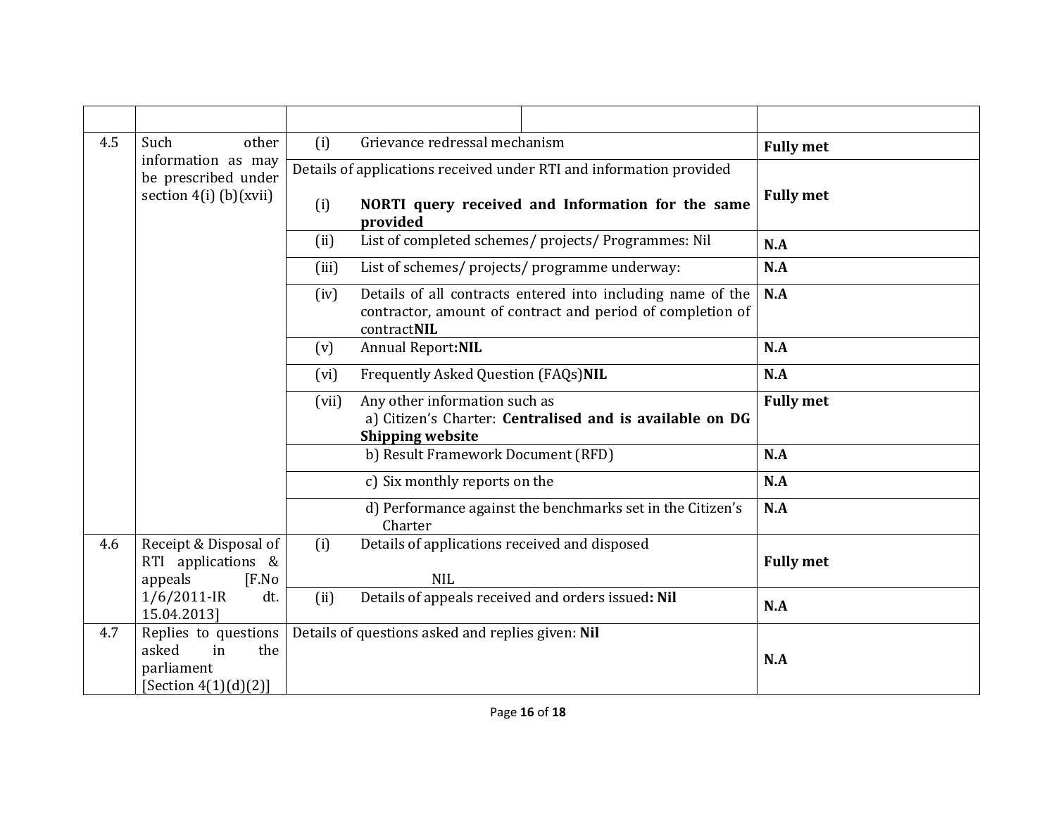| | | | | |
|---|---|---|---|---|
| 4.5 | Such other information as may be prescribed under section 4(i) (b)(xvii) | (i) Grievance redressal mechanism | | **Fully met** |
| | | Details of applications received under RTI and information provided<br><br>(i) **NORTI query received and Information for the same provided** | | **Fully met** |
| | | (ii) List of completed schemes/ projects/ Programmes: Nil | | **N.A** |
| | | (iii) List of schemes/ projects/ programme underway: | | **N.A** |
| | | (iv) Details of all contracts entered into including name of the contractor, amount of contract and period of completion of contract**NIL** | | **N.A** |
| | | (v) Annual Report**:NIL** | | **N.A** |
| | | (vi) Frequently Asked Question (FAQs)**NIL** | | **N.A** |
| | | (vii) Any other information such as<br>a) Citizen's Charter: **Centralised and is available on DG Shipping website** | | **Fully met** |
| | | b) Result Framework Document (RFD) | | **N.A** |
| | | c) Six monthly reports on the | | **N.A** |
| | | d) Performance against the benchmarks set in the Citizen's Charter | | **N.A** |
| 4.6 | Receipt & Disposal of RTI applications & appeals [F.No 1/6/2011-IR dt. 15.04.2013] | (i) Details of applications received and disposed<br><br>NIL | | **Fully met** |
| | | (ii) Details of appeals received and orders issued**: Nil** | | **N.A** |
| 4.7 | Replies to questions asked in the parliament [Section 4(1)(d)(2)] | Details of questions asked and replies given: **Nil** | | **N.A** |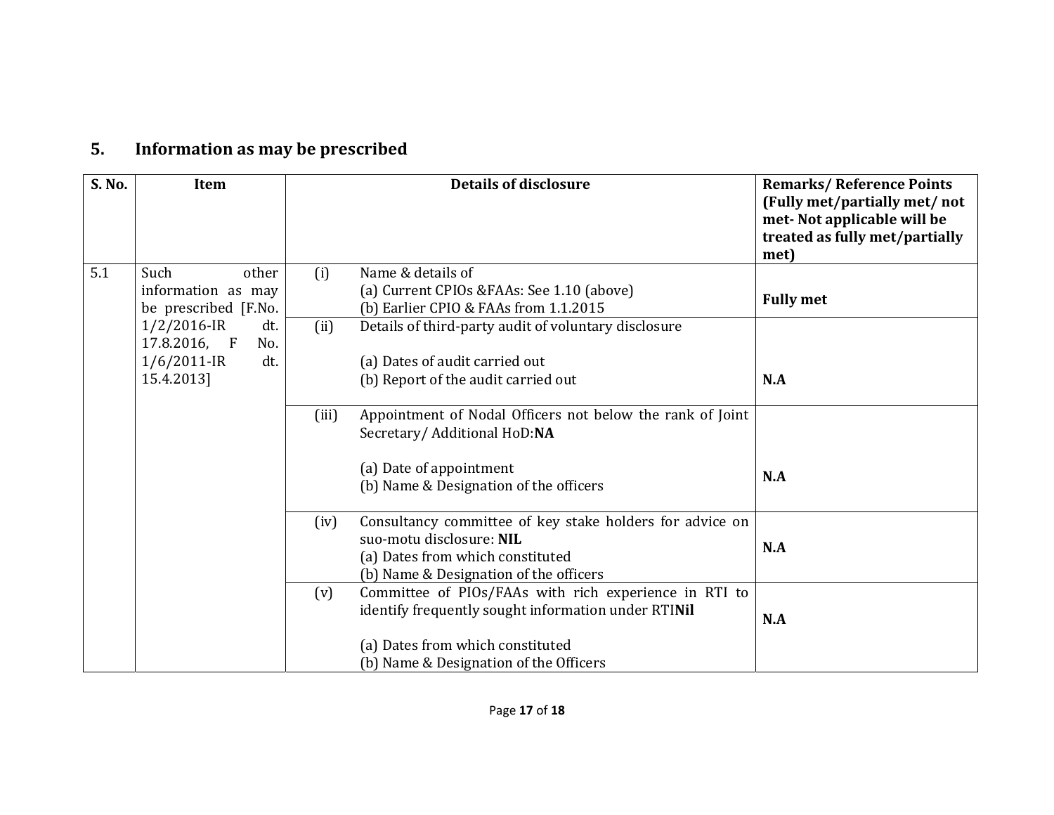## 5. Information as may be prescribed

| S. No. | Item | | Details of disclosure | Remarks/ Reference Points (Fully met/partially met/ not met- Not applicable will be treated as fully met/partially met) |
|---|---|---|---|---|
| 5.1 | Such other information as may be prescribed [F.No. 1/2/2016-IR dt. 17.8.2016, F No. 1/6/2011-IR dt. 15.4.2013] | (i) | Name & details of<br>(a) Current CPIOs &FAAs: See 1.10 (above)<br>(b) Earlier CPIO & FAAs from 1.1.2015 | **Fully met** |
| | | (ii) | Details of third-party audit of voluntary disclosure<br><br>(a) Dates of audit carried out<br>(b) Report of the audit carried out | **N.A** |
| | | (iii) | Appointment of Nodal Officers not below the rank of Joint Secretary/ Additional HoD:**NA**<br><br>(a) Date of appointment<br>(b) Name & Designation of the officers | **N.A** |
| | | (iv) | Consultancy committee of key stake holders for advice on suo-motu disclosure: **NIL**<br>(a) Dates from which constituted<br>(b) Name & Designation of the officers | **N.A** |
| | | (v) | Committee of PIOs/FAAs with rich experience in RTI to identify frequently sought information under RTI**Nil**<br><br>(a) Dates from which constituted<br>(b) Name & Designation of the Officers | **N.A** |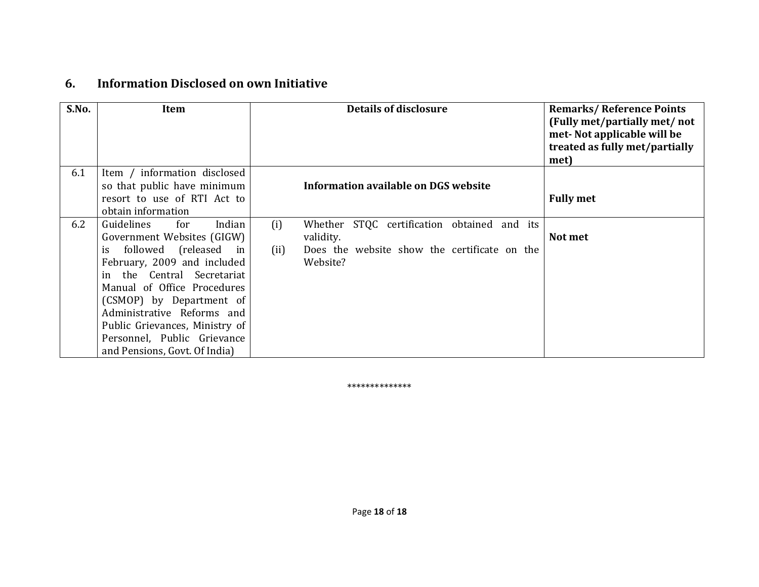## 6. Information Disclosed on own Initiative

| S.No. | Item | Details of disclosure | Remarks/ Reference Points (Fully met/partially met/ not met- Not applicable will be treated as fully met/partially met) |
|---|---|---|---|
| 6.1 | Item / information disclosed so that public have minimum resort to use of RTI Act to obtain information | **Information available on DGS website** | **Fully met** |
| 6.2 | Guidelines for Indian Government Websites (GIGW) is followed (released in February, 2009 and included in the Central Secretariat Manual of Office Procedures (CSMOP) by Department of Administrative Reforms and Public Grievances, Ministry of Personnel, Public Grievance and Pensions, Govt. Of India) | (i) Whether STQC certification obtained and its validity.<br>(ii) Does the website show the certificate on the Website? | **Not met** |

**************